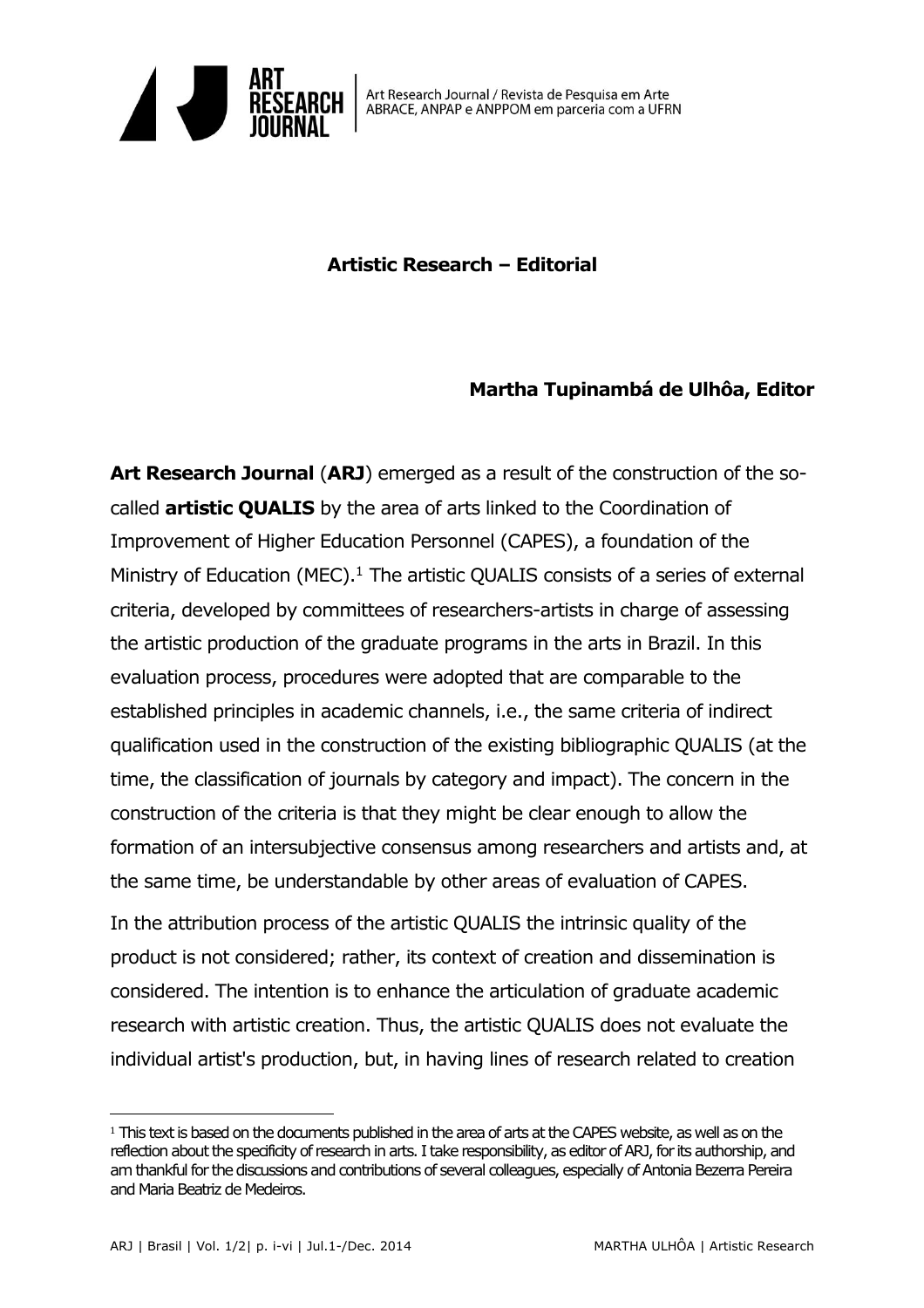# Artistic Research – Editorial

**Martha Tupinambá de Ulhôa, Editor**

**Art Research Journal** (**ARJ**) emerged as a result of the construction of the so-called **artistic QUALIS** by the area of arts linked to the Coordination of Improvement of Higher Education Personnel (CAPES), a foundation of the Ministry of Education (MEC).[1] The artistic QUALIS consists of a series of external criteria, developed by committees of researchers-artists in charge of assessing the artistic production of the graduate programs in the arts in Brazil. In this evaluation process, procedures were adopted that are comparable to the established principles in academic channels, i.e., the same criteria of indirect qualification used in the construction of the existing bibliographic QUALIS (at the time, the classification of journals by category and impact). The concern in the construction of the criteria is that they might be clear enough to allow the formation of an intersubjective consensus among researchers and artists and, at the same time, be understandable by other areas of evaluation of CAPES.

In the attribution process of the artistic QUALIS the intrinsic quality of the product is not considered; rather, its context of creation and dissemination is considered. The intention is to enhance the articulation of graduate academic research with artistic creation. Thus, the artistic QUALIS does not evaluate the individual artist's production, but, in having lines of research related to creation

[1] This text is based on the documents published in the area of arts at the CAPES website, as well as on the reflection about the specificity of research in arts. I take responsibility, as editor of ARJ, for its authorship, and am thankful for the discussions and contributions of several colleagues, especially of Antonia Bezerra Pereira and Maria Beatriz de Medeiros.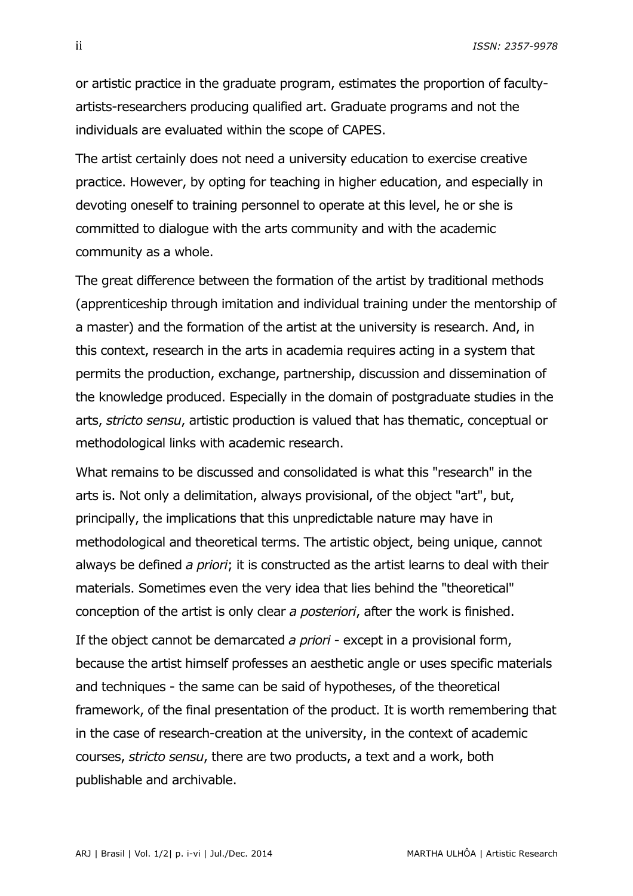or artistic practice in the graduate program, estimates the proportion of faculty-artists-researchers producing qualified art. Graduate programs and not the individuals are evaluated within the scope of CAPES.

The artist certainly does not need a university education to exercise creative practice. However, by opting for teaching in higher education, and especially in devoting oneself to training personnel to operate at this level, he or she is committed to dialogue with the arts community and with the academic community as a whole.

The great difference between the formation of the artist by traditional methods (apprenticeship through imitation and individual training under the mentorship of a master) and the formation of the artist at the university is research. And, in this context, research in the arts in academia requires acting in a system that permits the production, exchange, partnership, discussion and dissemination of the knowledge produced. Especially in the domain of postgraduate studies in the arts, *stricto sensu*, artistic production is valued that has thematic, conceptual or methodological links with academic research.

What remains to be discussed and consolidated is what this "research" in the arts is. Not only a delimitation, always provisional, of the object "art", but, principally, the implications that this unpredictable nature may have in methodological and theoretical terms. The artistic object, being unique, cannot always be defined *a priori*; it is constructed as the artist learns to deal with their materials. Sometimes even the very idea that lies behind the "theoretical" conception of the artist is only clear *a posteriori*, after the work is finished.

If the object cannot be demarcated *a priori* - except in a provisional form, because the artist himself professes an aesthetic angle or uses specific materials and techniques - the same can be said of hypotheses, of the theoretical framework, of the final presentation of the product. It is worth remembering that in the case of research-creation at the university, in the context of academic courses, *stricto sensu*, there are two products, a text and a work, both publishable and archivable.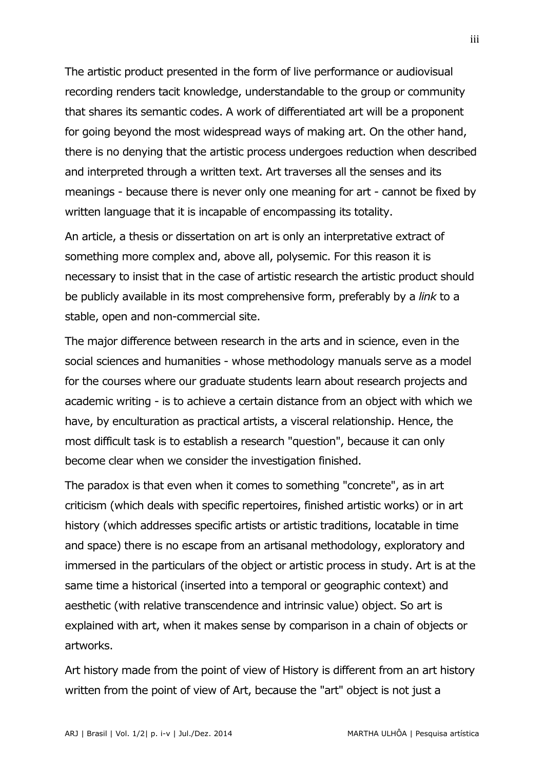The artistic product presented in the form of live performance or audiovisual recording renders tacit knowledge, understandable to the group or community that shares its semantic codes. A work of differentiated art will be a proponent for going beyond the most widespread ways of making art. On the other hand, there is no denying that the artistic process undergoes reduction when described and interpreted through a written text. Art traverses all the senses and its meanings - because there is never only one meaning for art - cannot be fixed by written language that it is incapable of encompassing its totality.

An article, a thesis or dissertation on art is only an interpretative extract of something more complex and, above all, polysemic. For this reason it is necessary to insist that in the case of artistic research the artistic product should be publicly available in its most comprehensive form, preferably by a *link* to a stable, open and non-commercial site.

The major difference between research in the arts and in science, even in the social sciences and humanities - whose methodology manuals serve as a model for the courses where our graduate students learn about research projects and academic writing - is to achieve a certain distance from an object with which we have, by enculturation as practical artists, a visceral relationship. Hence, the most difficult task is to establish a research "question", because it can only become clear when we consider the investigation finished.

The paradox is that even when it comes to something "concrete", as in art criticism (which deals with specific repertoires, finished artistic works) or in art history (which addresses specific artists or artistic traditions, locatable in time and space) there is no escape from an artisanal methodology, exploratory and immersed in the particulars of the object or artistic process in study. Art is at the same time a historical (inserted into a temporal or geographic context) and aesthetic (with relative transcendence and intrinsic value) object. So art is explained with art, when it makes sense by comparison in a chain of objects or artworks.

Art history made from the point of view of History is different from an art history written from the point of view of Art, because the "art" object is not just a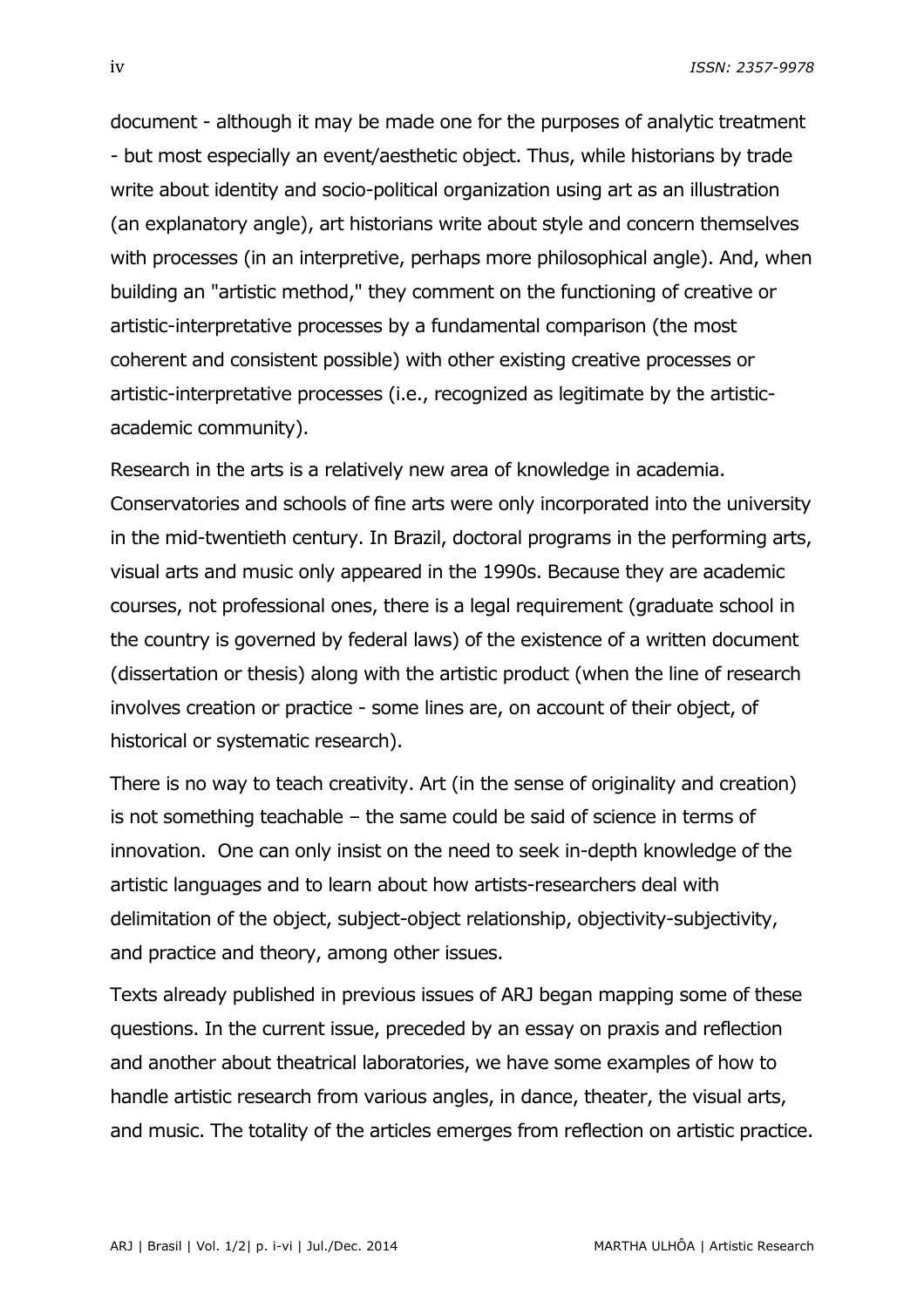document - although it may be made one for the purposes of analytic treatment - but most especially an event/aesthetic object. Thus, while historians by trade write about identity and socio-political organization using art as an illustration (an explanatory angle), art historians write about style and concern themselves with processes (in an interpretive, perhaps more philosophical angle). And, when building an "artistic method," they comment on the functioning of creative or artistic-interpretative processes by a fundamental comparison (the most coherent and consistent possible) with other existing creative processes or artistic-interpretative processes (i.e., recognized as legitimate by the artistic-academic community).

Research in the arts is a relatively new area of knowledge in academia. Conservatories and schools of fine arts were only incorporated into the university in the mid-twentieth century. In Brazil, doctoral programs in the performing arts, visual arts and music only appeared in the 1990s. Because they are academic courses, not professional ones, there is a legal requirement (graduate school in the country is governed by federal laws) of the existence of a written document (dissertation or thesis) along with the artistic product (when the line of research involves creation or practice - some lines are, on account of their object, of historical or systematic research).

There is no way to teach creativity. Art (in the sense of originality and creation) is not something teachable – the same could be said of science in terms of innovation. One can only insist on the need to seek in-depth knowledge of the artistic languages and to learn about how artists-researchers deal with delimitation of the object, subject-object relationship, objectivity-subjectivity, and practice and theory, among other issues.

Texts already published in previous issues of ARJ began mapping some of these questions. In the current issue, preceded by an essay on praxis and reflection and another about theatrical laboratories, we have some examples of how to handle artistic research from various angles, in dance, theater, the visual arts, and music. The totality of the articles emerges from reflection on artistic practice.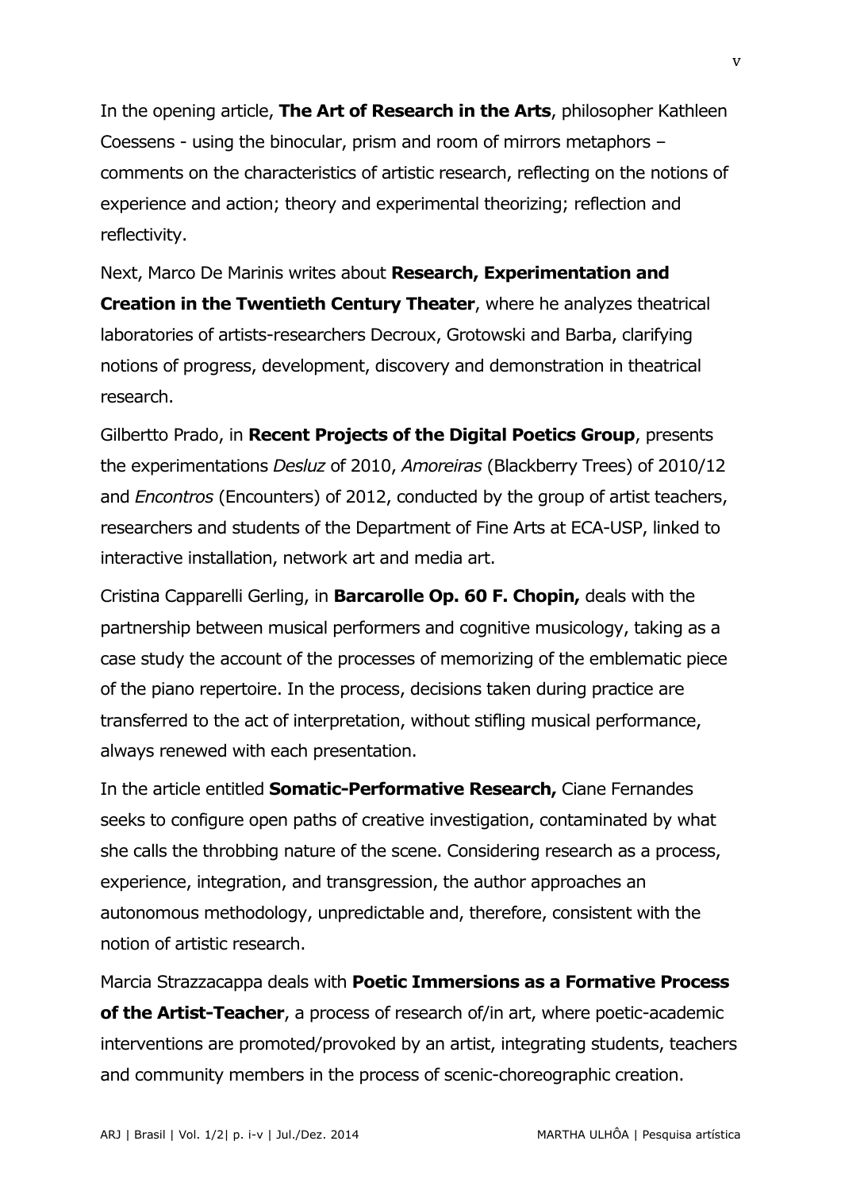In the opening article, **The Art of Research in the Arts**, philosopher Kathleen Coessens - using the binocular, prism and room of mirrors metaphors – comments on the characteristics of artistic research, reflecting on the notions of experience and action; theory and experimental theorizing; reflection and reflectivity.

Next, Marco De Marinis writes about **Research, Experimentation and Creation in the Twentieth Century Theater**, where he analyzes theatrical laboratories of artists-researchers Decroux, Grotowski and Barba, clarifying notions of progress, development, discovery and demonstration in theatrical research.

Gilbertto Prado, in **Recent Projects of the Digital Poetics Group**, presents the experimentations *Desluz* of 2010, *Amoreiras* (Blackberry Trees) of 2010/12 and *Encontros* (Encounters) of 2012, conducted by the group of artist teachers, researchers and students of the Department of Fine Arts at ECA-USP, linked to interactive installation, network art and media art.

Cristina Capparelli Gerling, in **Barcarolle Op. 60 F. Chopin,** deals with the partnership between musical performers and cognitive musicology, taking as a case study the account of the processes of memorizing of the emblematic piece of the piano repertoire. In the process, decisions taken during practice are transferred to the act of interpretation, without stifling musical performance, always renewed with each presentation.

In the article entitled **Somatic-Performative Research,** Ciane Fernandes seeks to configure open paths of creative investigation, contaminated by what she calls the throbbing nature of the scene. Considering research as a process, experience, integration, and transgression, the author approaches an autonomous methodology, unpredictable and, therefore, consistent with the notion of artistic research.

Marcia Strazzacappa deals with **Poetic Immersions as a Formative Process of the Artist-Teacher**, a process of research of/in art, where poetic-academic interventions are promoted/provoked by an artist, integrating students, teachers and community members in the process of scenic-choreographic creation.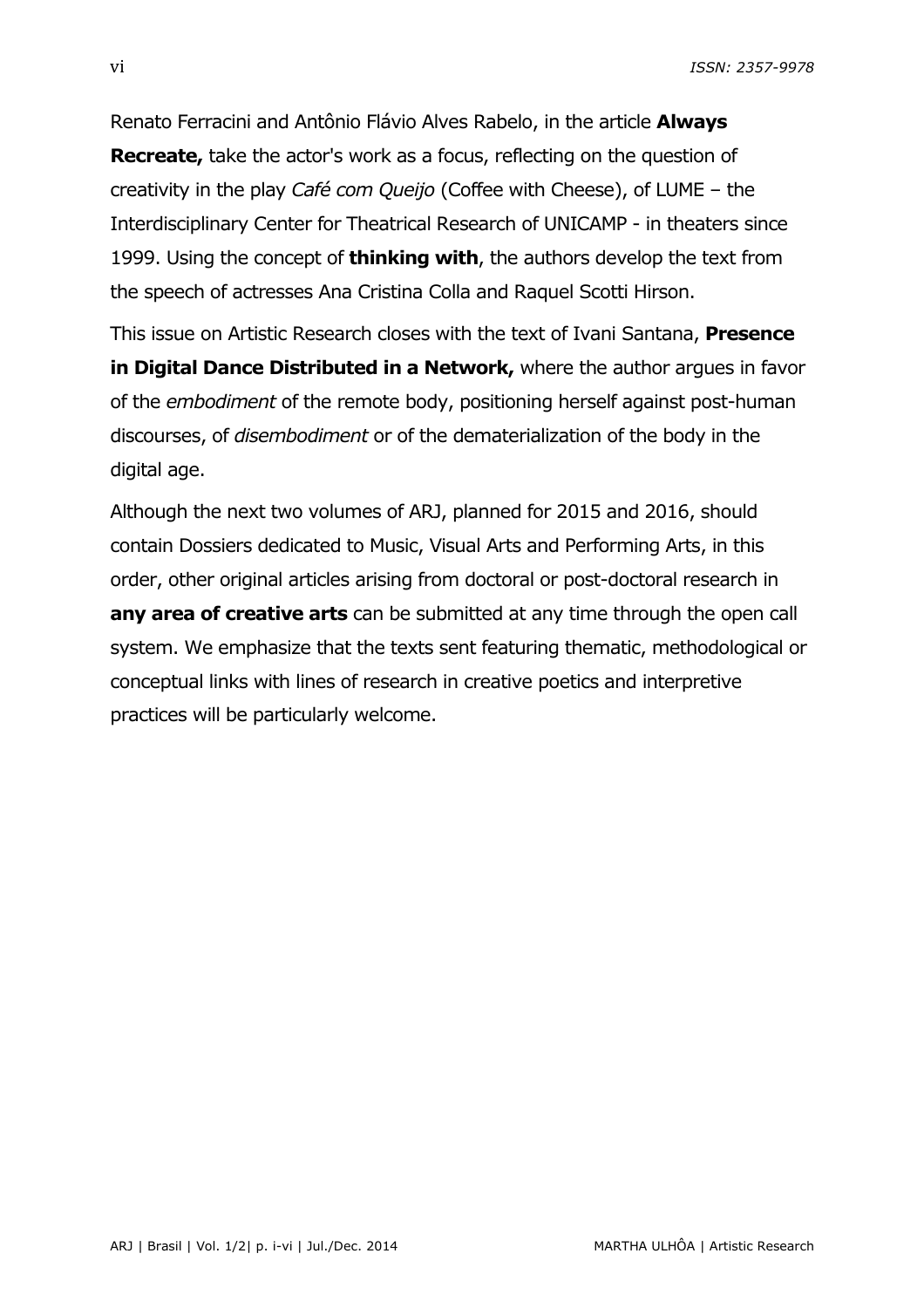Renato Ferracini and Antônio Flávio Alves Rabelo, in the article **Always Recreate,** take the actor's work as a focus, reflecting on the question of creativity in the play *Café com Queijo* (Coffee with Cheese), of LUME – the Interdisciplinary Center for Theatrical Research of UNICAMP - in theaters since 1999. Using the concept of **thinking with**, the authors develop the text from the speech of actresses Ana Cristina Colla and Raquel Scotti Hirson.

This issue on Artistic Research closes with the text of Ivani Santana, **Presence in Digital Dance Distributed in a Network,** where the author argues in favor of the *embodiment* of the remote body, positioning herself against post-human discourses, of *disembodiment* or of the dematerialization of the body in the digital age.

Although the next two volumes of ARJ, planned for 2015 and 2016, should contain Dossiers dedicated to Music, Visual Arts and Performing Arts, in this order, other original articles arising from doctoral or post-doctoral research in **any area of creative arts** can be submitted at any time through the open call system. We emphasize that the texts sent featuring thematic, methodological or conceptual links with lines of research in creative poetics and interpretive practices will be particularly welcome.